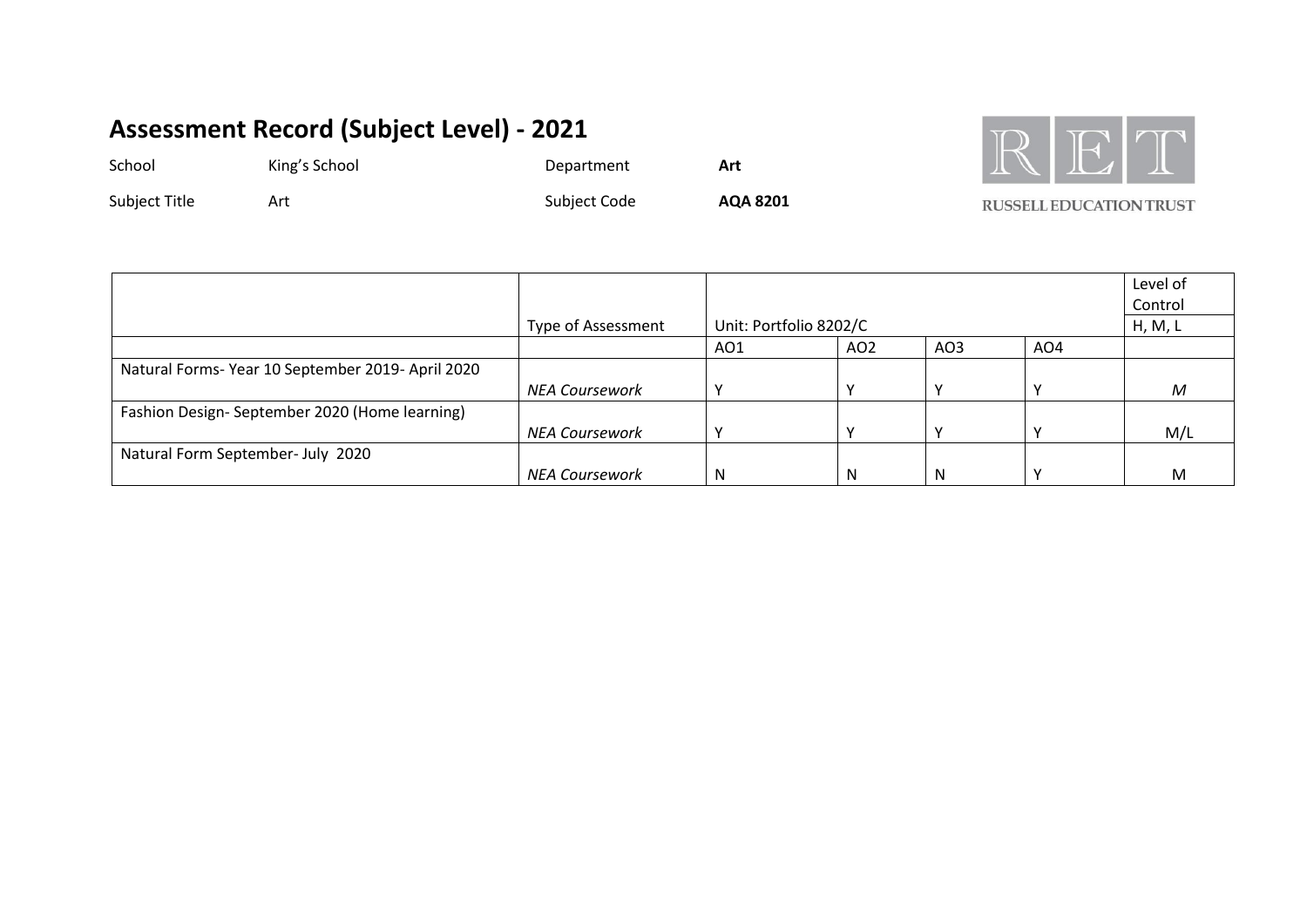# Assessment Record (Subject Level) - 2021

| | | | |
|---|---|---|---|
| School | King's School | Department | **Art** |
| Subject Title | Art | Subject Code | **AQA 8201** |

RUSSELL EDUCATION TRUST

| | Type of Assessment | Unit: Portfolio 8202/C | | | | Level of Control H, M, L |
|---|---|---|---|---|---|---|
| | | AO1 | AO2 | AO3 | AO4 | |
| Natural Forms- Year 10 September 2019- April 2020 | *NEA Coursework* | Y | Y | Y | Y | *M* |
| Fashion Design- September 2020 (Home learning) | *NEA Coursework* | Y | Y | Y | Y | M/L |
| Natural Form September- July 2020 | *NEA Coursework* | N | N | N | Y | M |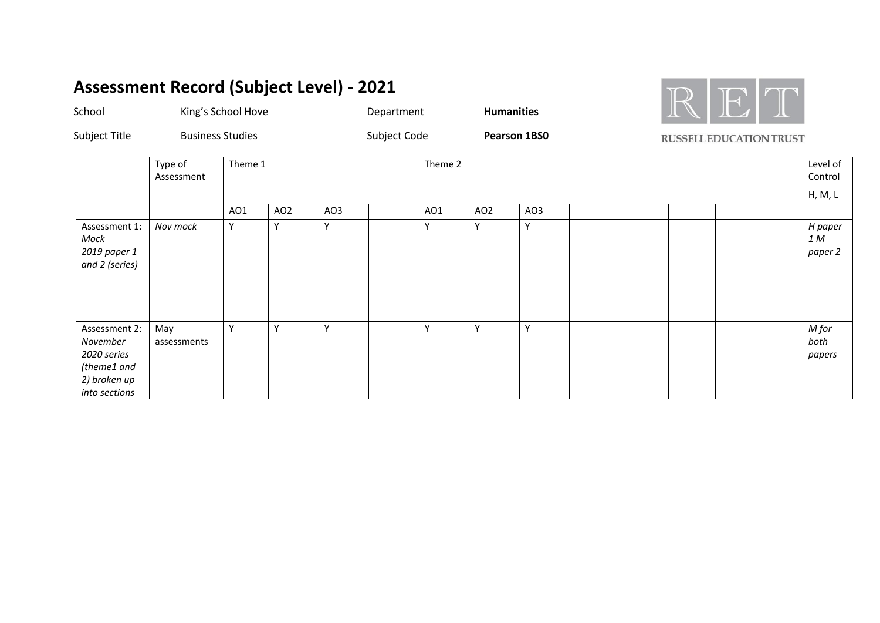# Assessment Record (Subject Level) - 2021

RUSSELL EDUCATION TRUST

| School | King's School Hove | Department | **Humanities** |
|---|---|---|---|
| Subject Title | Business Studies | Subject Code | **Pearson 1BS0** |

| | Type of Assessment | Theme 1 | | | | Theme 2 | | | | | | | | Level of Control H, M, L |
|---|---|---|---|---|---|---|---|---|---|---|---|---|---|---|
| | | AO1 | AO2 | AO3 | | AO1 | AO2 | AO3 | | | | | | |
| Assessment 1: *Mock 2019 paper 1 and 2 (series)* | *Nov mock* | Y | Y | Y | | Y | Y | Y | | | | | | *H paper 1 M paper 2* |
| Assessment 2: *November 2020 series (theme1 and 2) broken up into sections* | May assessments | Y | Y | Y | | Y | Y | Y | | | | | | *M for both papers* |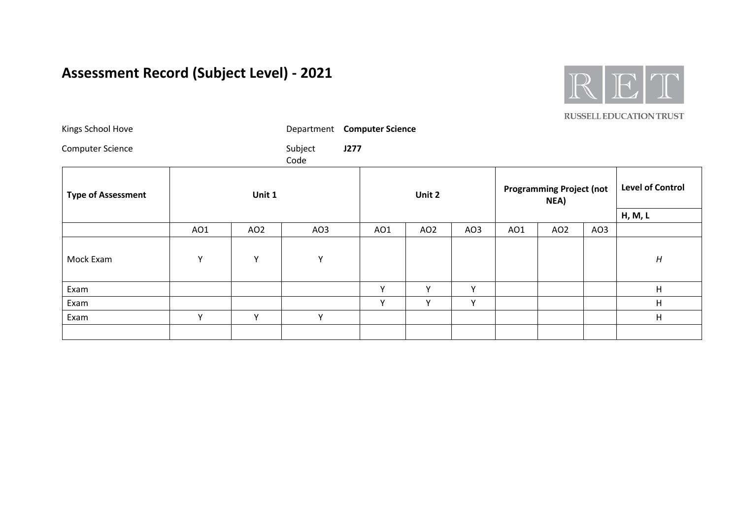# Assessment Record (Subject Level) - 2021

RUSSELL EDUCATION TRUST

Kings School Hove

Department **Computer Science**

Computer Science

Subject Code **J277**

| Type of Assessment | Unit 1 | | | Unit 2 | | | Programming Project (not NEA) | | | Level of Control |
|---|---|---|---|---|---|---|---|---|---|---|
| | | | | | | | | | | H, M, L |
| | AO1 | AO2 | AO3 | AO1 | AO2 | AO3 | AO1 | AO2 | AO3 | |
| Mock Exam | Y | Y | Y | | | | | | | *H* |
| Exam | | | | Y | Y | Y | | | | H |
| Exam | | | | Y | Y | Y | | | | H |
| Exam | Y | Y | Y | | | | | | | H |
| | | | | | | | | | | |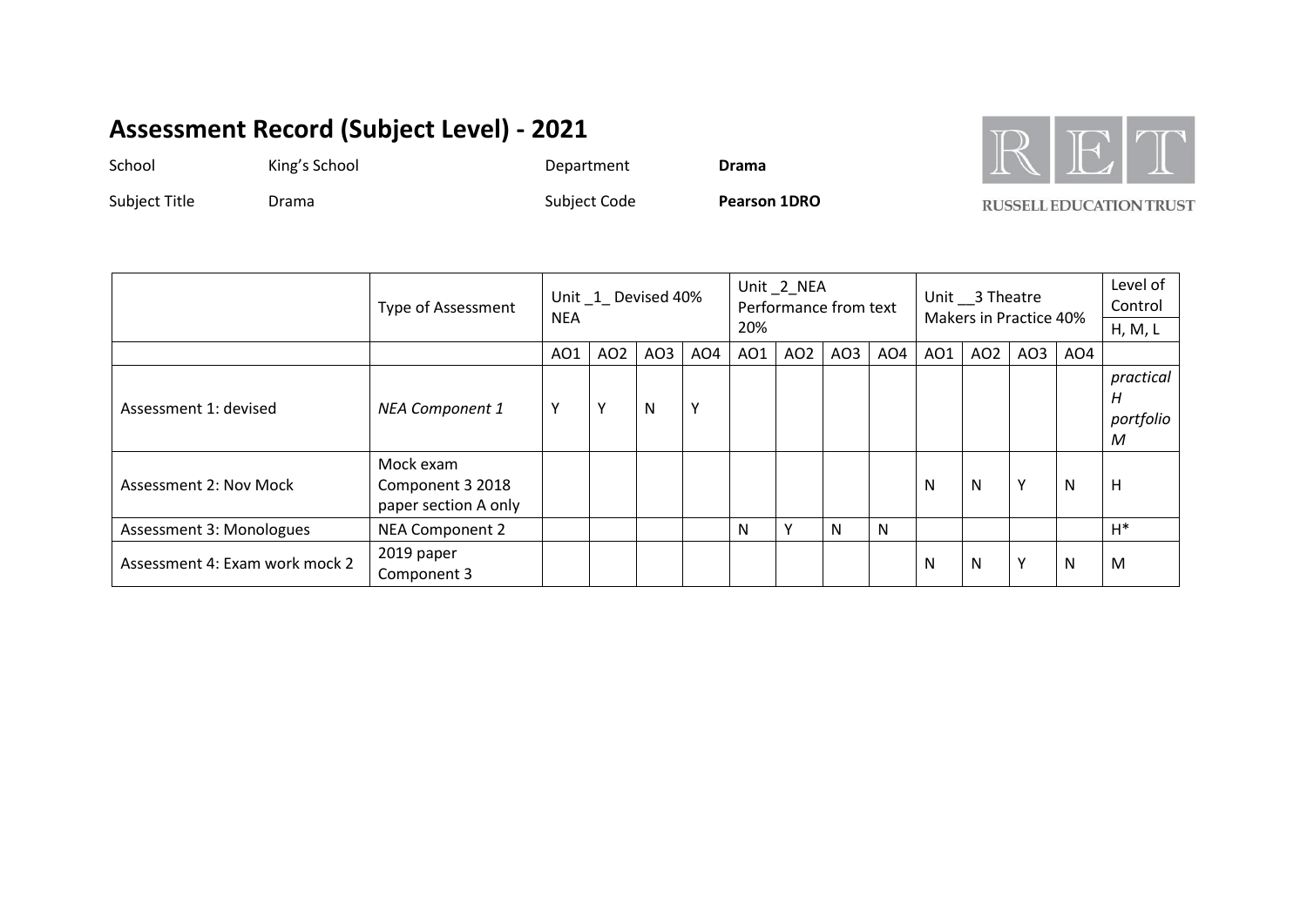# Assessment Record (Subject Level) - 2021

School King's School Department **Drama**

Subject Title Drama Subject Code **Pearson 1DRO**

RUSSELL EDUCATION TRUST

| | Type of Assessment | Unit _1_ Devised 40% NEA | | | | Unit _2_NEA Performance from text 20% | | | | Unit __3 Theatre Makers in Practice 40% | | | | Level of Control |
|---|---|---|---|---|---|---|---|---|---|---|---|---|---|---|
| | | | | | | | | | | | | | | H, M, L |
| | | AO1 | AO2 | AO3 | AO4 | AO1 | AO2 | AO3 | AO4 | AO1 | AO2 | AO3 | AO4 | |
| Assessment 1: devised | *NEA Component 1* | Y | Y | N | Y | | | | | | | | | *practical H portfolio M* |
| Assessment 2: Nov Mock | Mock exam Component 3 2018 paper section A only | | | | | | | | | N | N | Y | N | H |
| Assessment 3: Monologues | NEA Component 2 | | | | | N | Y | N | N | | | | | H* |
| Assessment 4: Exam work mock 2 | 2019 paper Component 3 | | | | | | | | | N | N | Y | N | M |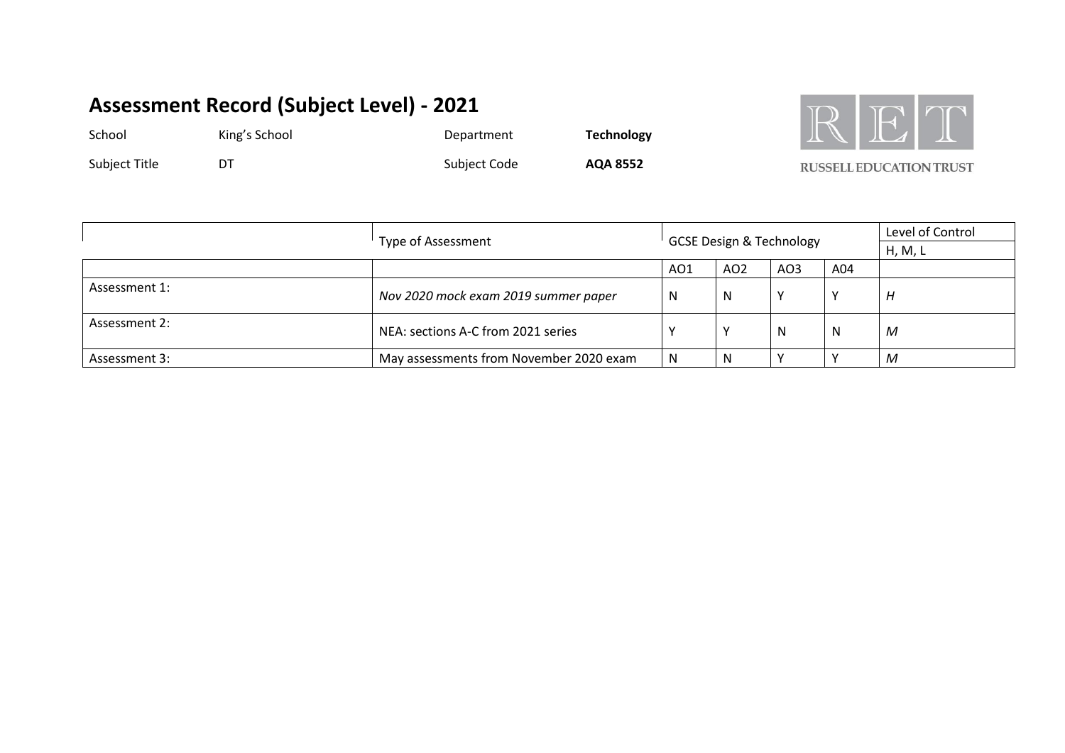# Assessment Record (Subject Level) - 2021

School King's School

Department **Technology**

Subject Title DT

Subject Code **AQA 8552**

RUSSELL EDUCATION TRUST

| | Type of Assessment | GCSE Design & Technology | | | | Level of Control |
|---|---|---|---|---|---|---|
| | | | | | | H, M, L |
| | | AO1 | AO2 | AO3 | A04 | |
| Assessment 1: | *Nov 2020 mock exam 2019 summer paper* | N | N | Y | Y | *H* |
| Assessment 2: | NEA: sections A-C from 2021 series | Y | Y | N | N | *M* |
| Assessment 3: | May assessments from November 2020 exam | N | N | Y | Y | *M* |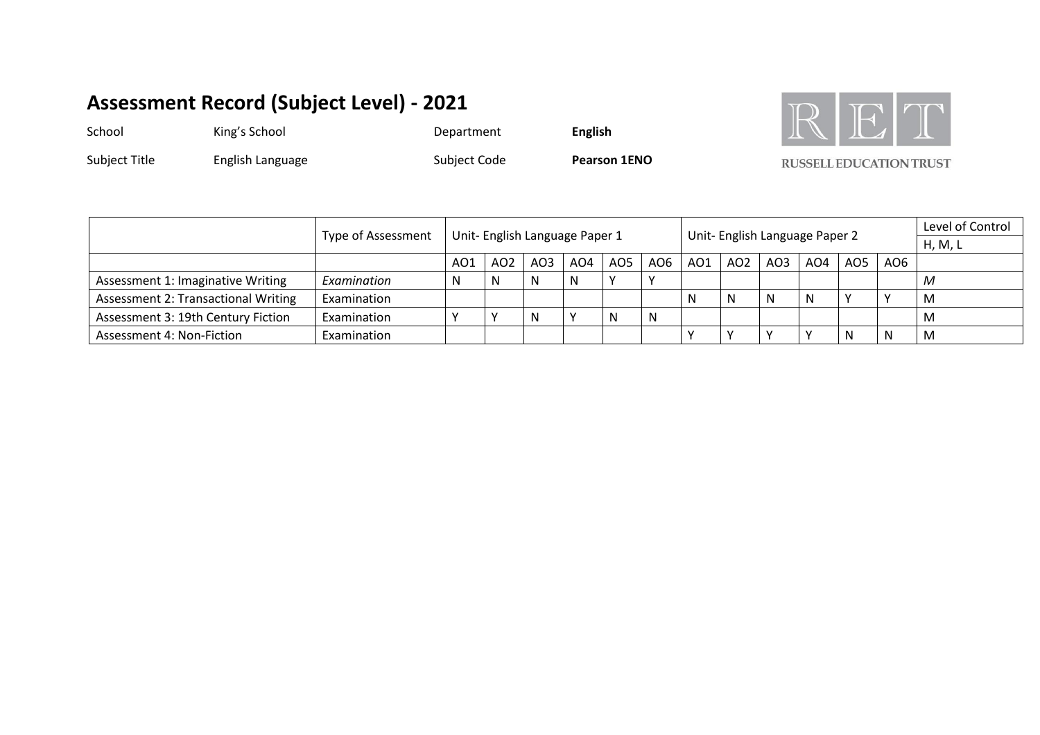# Assessment Record (Subject Level) - 2021

School King's School Department **English**

Subject Title English Language Subject Code **Pearson 1ENO**

RUSSELL EDUCATION TRUST

| | Type of Assessment | Unit- English Language Paper 1 | | | | | | Unit- English Language Paper 2 | | | | | | Level of Control H, M, L |
|---|---|---|---|---|---|---|---|---|---|---|---|---|---|---|
| | | AO1 | AO2 | AO3 | AO4 | AO5 | AO6 | AO1 | AO2 | AO3 | AO4 | AO5 | AO6 | |
| Assessment 1: Imaginative Writing | *Examination* | N | N | N | N | Y | Y | | | | | | | *M* |
| Assessment 2: Transactional Writing | Examination | | | | | | | N | N | N | N | Y | Y | M |
| Assessment 3: 19th Century Fiction | Examination | Y | Y | N | Y | N | N | | | | | | | M |
| Assessment 4: Non-Fiction | Examination | | | | | | | Y | Y | Y | Y | N | N | M |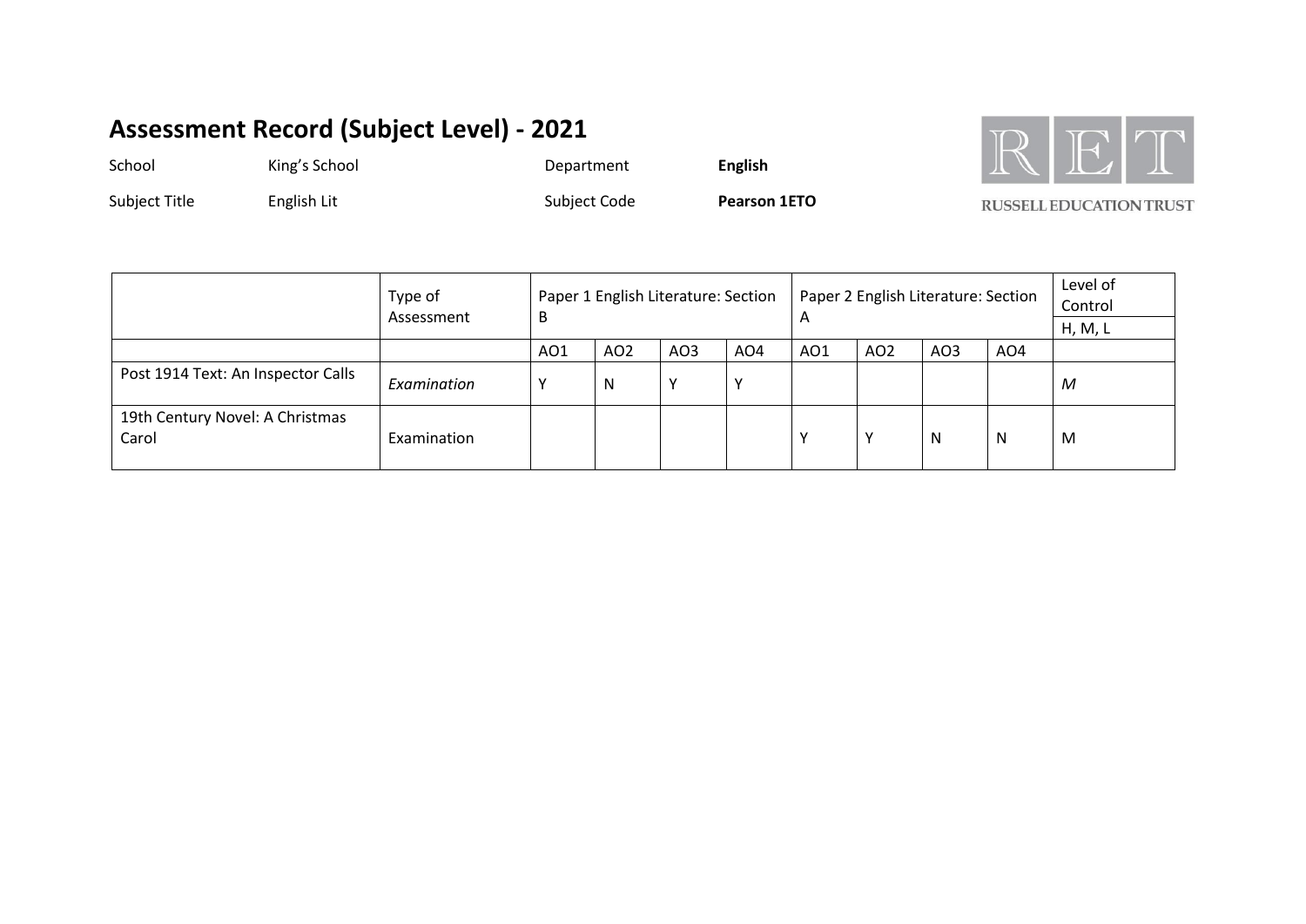# Assessment Record (Subject Level) - 2021

| | | | |
|---|---|---|---|
| School | King's School | Department | **English** |
| Subject Title | English Lit | Subject Code | **Pearson 1ETO** |

RUSSELL EDUCATION TRUST

| | Type of Assessment | Paper 1 English Literature: Section B | | | | Paper 2 English Literature: Section A | | | | Level of Control |
|---|---|---|---|---|---|---|---|---|---|---|
| | | | | | | | | | | H, M, L |
| | | AO1 | AO2 | AO3 | AO4 | AO1 | AO2 | AO3 | AO4 | |
| Post 1914 Text: An Inspector Calls | *Examination* | Y | N | Y | Y | | | | | *M* |
| 19th Century Novel: A Christmas Carol | Examination | | | | | Y | Y | N | N | M |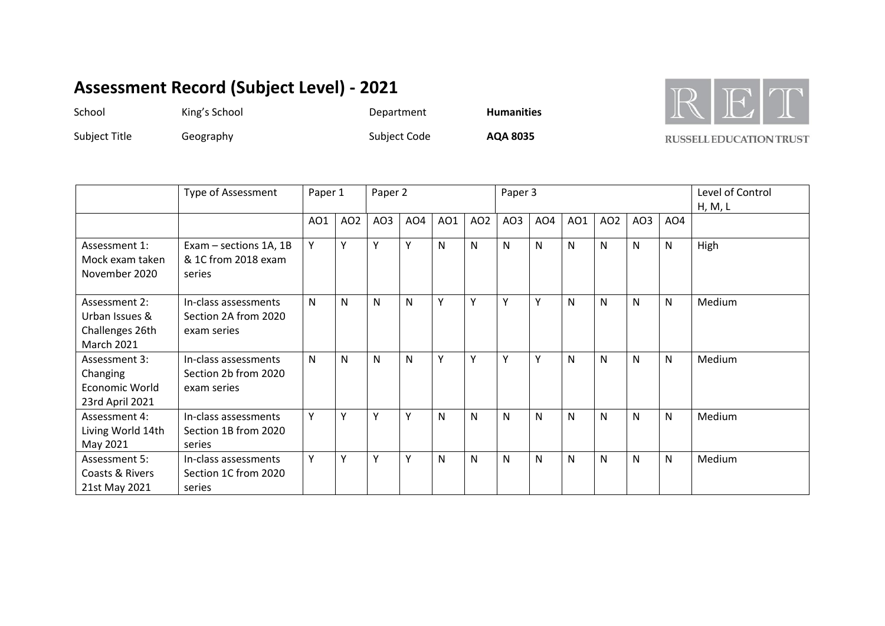# Assessment Record (Subject Level) - 2021

| | | | |
|---|---|---|---|
| School | King's School | Department | **Humanities** |
| Subject Title | Geography | Subject Code | **AQA 8035** |

RUSSELL EDUCATION TRUST

| | Type of Assessment | Paper 1 | | Paper 2 | | | | Paper 3 | | | | | | Level of Control H, M, L |
|---|---|---|---|---|---|---|---|---|---|---|---|---|---|---|
| | | AO1 | AO2 | AO3 | AO4 | AO1 | AO2 | AO3 | AO4 | AO1 | AO2 | AO3 | AO4 | |
| Assessment 1: Mock exam taken November 2020 | Exam – sections 1A, 1B & 1C from 2018 exam series | Y | Y | Y | Y | N | N | N | N | N | N | N | N | High |
| Assessment 2: Urban Issues & Challenges 26th March 2021 | In-class assessments Section 2A from 2020 exam series | N | N | N | N | Y | Y | Y | Y | N | N | N | N | Medium |
| Assessment 3: Changing Economic World 23rd April 2021 | In-class assessments Section 2b from 2020 exam series | N | N | N | N | Y | Y | Y | Y | N | N | N | N | Medium |
| Assessment 4: Living World 14th May 2021 | In-class assessments Section 1B from 2020 series | Y | Y | Y | Y | N | N | N | N | N | N | N | N | Medium |
| Assessment 5: Coasts & Rivers 21st May 2021 | In-class assessments Section 1C from 2020 series | Y | Y | Y | Y | N | N | N | N | N | N | N | N | Medium |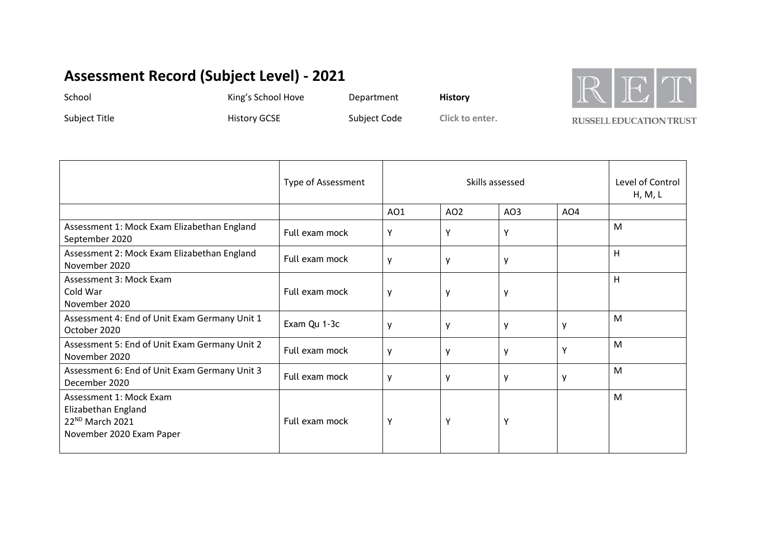# Assessment Record (Subject Level) - 2021

School King's School Hove Department **History**

Subject Title History GCSE Subject Code **Click to enter.**

RUSSELL EDUCATION TRUST

| | Type of Assessment | Skills assessed | | | | Level of Control H, M, L |
|---|---|---|---|---|---|---|
| | | AO1 | AO2 | AO3 | AO4 | |
| Assessment 1: Mock Exam Elizabethan England September 2020 | Full exam mock | Y | Y | Y | | M |
| Assessment 2: Mock Exam Elizabethan England November 2020 | Full exam mock | y | y | y | | H |
| Assessment 3: Mock Exam Cold War November 2020 | Full exam mock | y | y | y | | H |
| Assessment 4: End of Unit Exam Germany Unit 1 October 2020 | Exam Qu 1-3c | y | y | y | y | M |
| Assessment 5: End of Unit Exam Germany Unit 2 November 2020 | Full exam mock | y | y | y | Y | M |
| Assessment 6: End of Unit Exam Germany Unit 3 December 2020 | Full exam mock | y | y | y | y | M |
| Assessment 1: Mock Exam Elizabethan England 22ND March 2021 November 2020 Exam Paper | Full exam mock | Y | Y | Y | | M |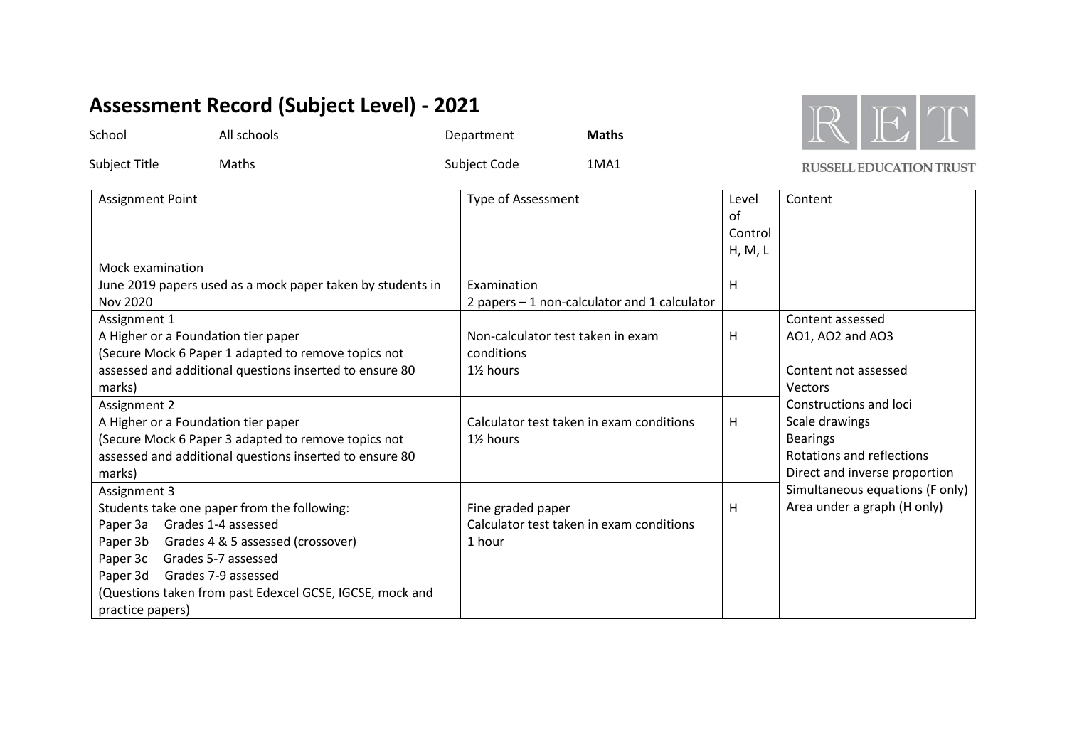# Assessment Record (Subject Level) - 2021

School All schools Department **Maths**

Subject Title Maths Subject Code 1MA1

RUSSELL EDUCATION TRUST

| Assignment Point | Type of Assessment | Level of Control H, M, L | Content |
|---|---|---|---|
| Mock examination<br>June 2019 papers used as a mock paper taken by students in Nov 2020 | Examination<br>2 papers – 1 non-calculator and 1 calculator | H | |
| Assignment 1<br>A Higher or a Foundation tier paper<br>(Secure Mock 6 Paper 1 adapted to remove topics not assessed and additional questions inserted to ensure 80 marks) | Non-calculator test taken in exam conditions<br>1½ hours | H | Content assessed<br>AO1, AO2 and AO3<br><br>Content not assessed<br>Vectors<br>Constructions and loci<br>Scale drawings<br>Bearings<br>Rotations and reflections<br>Direct and inverse proportion<br>Simultaneous equations (F only)<br>Area under a graph (H only) |
| Assignment 2<br>A Higher or a Foundation tier paper<br>(Secure Mock 6 Paper 3 adapted to remove topics not assessed and additional questions inserted to ensure 80 marks) | Calculator test taken in exam conditions<br>1½ hours | H | |
| Assignment 3<br>Students take one paper from the following:<br>Paper 3a Grades 1-4 assessed<br>Paper 3b Grades 4 & 5 assessed (crossover)<br>Paper 3c Grades 5-7 assessed<br>Paper 3d Grades 7-9 assessed<br>(Questions taken from past Edexcel GCSE, IGCSE, mock and practice papers) | Fine graded paper<br>Calculator test taken in exam conditions<br>1 hour | H | |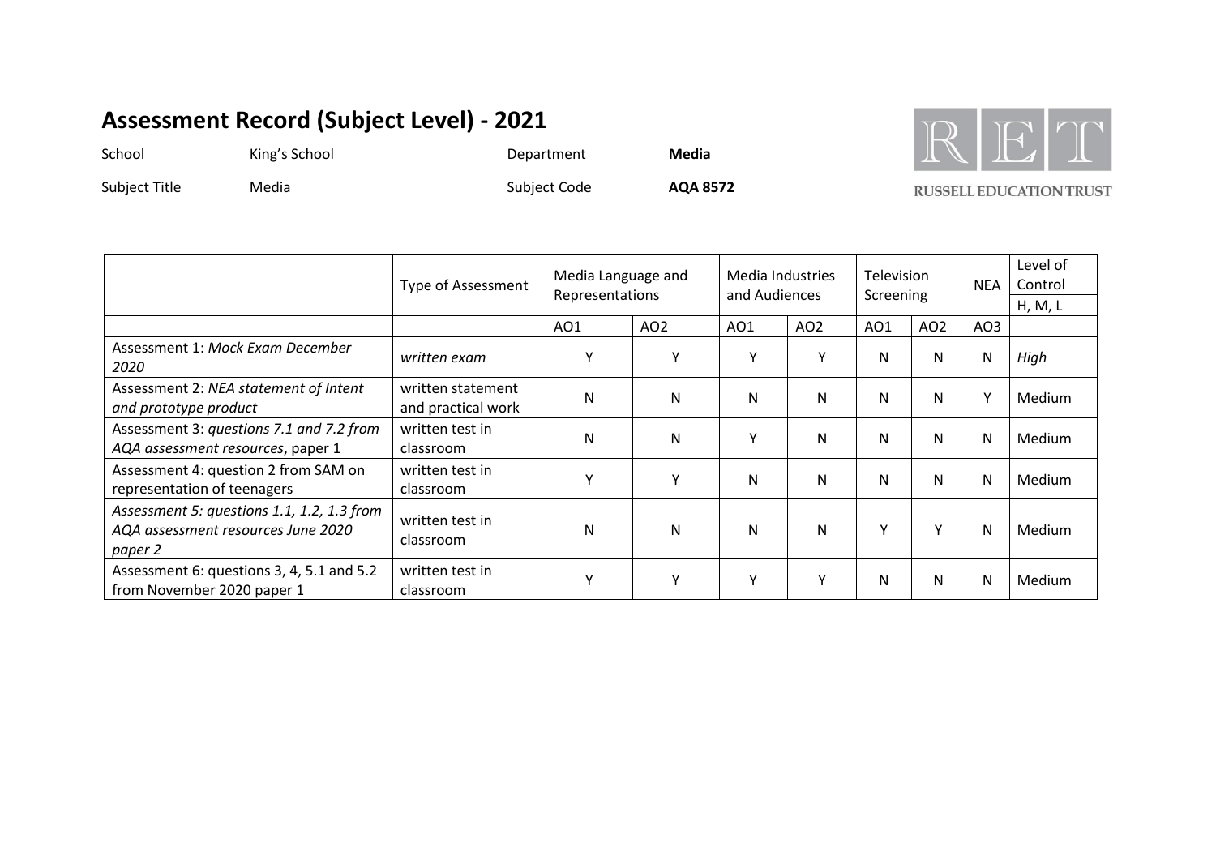# Assessment Record (Subject Level) - 2021

School King's School Department **Media**

Subject Title Media Subject Code **AQA 8572**

RUSSELL EDUCATION TRUST

| | Type of Assessment | Media Language and Representations | | Media Industries and Audiences | | Television Screening | | NEA | Level of Control |
|---|---|---|---|---|---|---|---|---|---|
| | | | | | | | | | H, M, L |
| | | AO1 | AO2 | AO1 | AO2 | AO1 | AO2 | AO3 | |
| Assessment 1: *Mock Exam December 2020* | *written exam* | Y | Y | Y | Y | N | N | N | *High* |
| Assessment 2: *NEA statement of Intent and prototype product* | written statement and practical work | N | N | N | N | N | N | Y | Medium |
| Assessment 3: *questions 7.1 and 7.2 from AQA assessment resources*, paper 1 | written test in classroom | N | N | Y | N | N | N | N | Medium |
| Assessment 4: question 2 from SAM on representation of teenagers | written test in classroom | Y | Y | N | N | N | N | N | Medium |
| *Assessment 5: questions 1.1, 1.2, 1.3 from AQA assessment resources June 2020 paper 2* | written test in classroom | N | N | N | N | Y | Y | N | Medium |
| Assessment 6: questions 3, 4, 5.1 and 5.2 from November 2020 paper 1 | written test in classroom | Y | Y | Y | Y | N | N | N | Medium |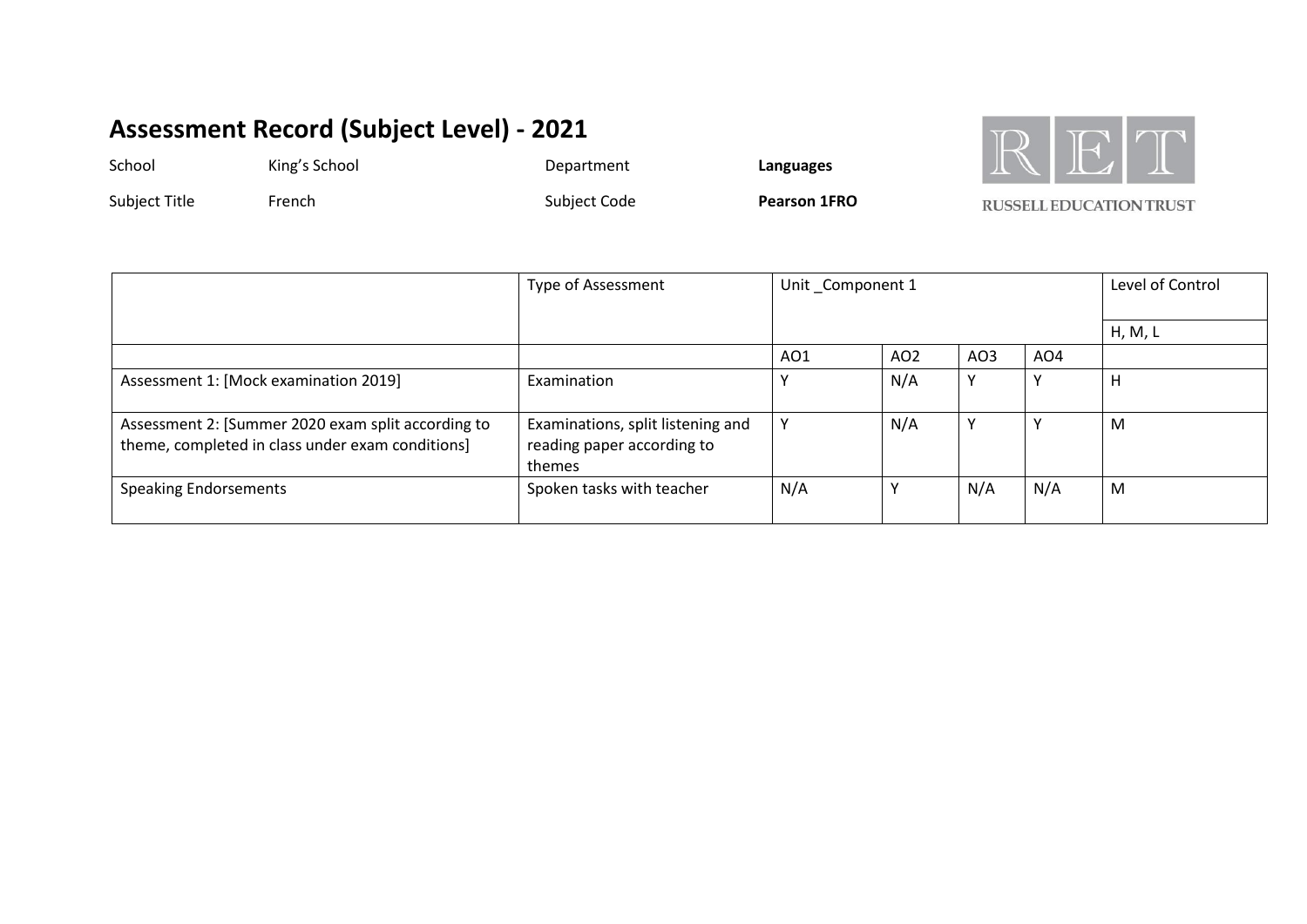# Assessment Record (Subject Level) - 2021

| | | | |
|---|---|---|---|
| School | King's School | Department | **Languages** |
| Subject Title | French | Subject Code | **Pearson 1FRO** |

RUSSELL EDUCATION TRUST

| | Type of Assessment | Unit _Component 1 | | | | Level of Control |
|---|---|---|---|---|---|---|
| | | | | | | H, M, L |
| | | AO1 | AO2 | AO3 | AO4 | |
| Assessment 1: [Mock examination 2019] | Examination | Y | N/A | Y | Y | H |
| Assessment 2: [Summer 2020 exam split according to theme, completed in class under exam conditions] | Examinations, split listening and reading paper according to themes | Y | N/A | Y | Y | M |
| Speaking Endorsements | Spoken tasks with teacher | N/A | Y | N/A | N/A | M |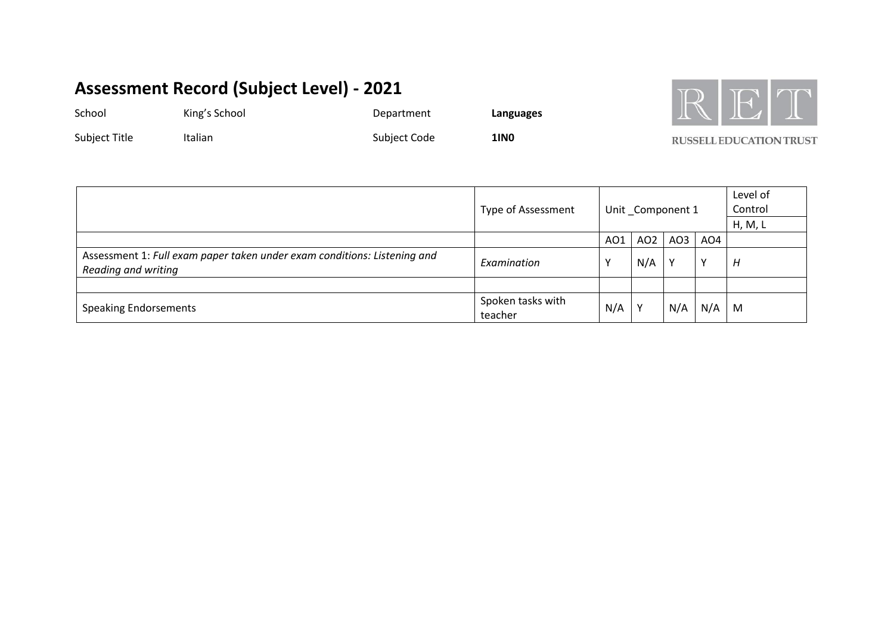# Assessment Record (Subject Level) - 2021

RUSSELL EDUCATION TRUST

| | | | |
|---|---|---|---|
| School | King's School | Department | **Languages** |
| Subject Title | Italian | Subject Code | **1IN0** |

| | Type of Assessment | Unit _Component 1 | | | | Level of Control |
|---|---|---|---|---|---|---|
| | | | | | | H, M, L |
| | | AO1 | AO2 | AO3 | AO4 | |
| Assessment 1: *Full exam paper taken under exam conditions: Listening and Reading and writing* | *Examination* | Y | N/A | Y | Y | *H* |
| | | | | | | |
| Speaking Endorsements | Spoken tasks with teacher | N/A | Y | N/A | N/A | M |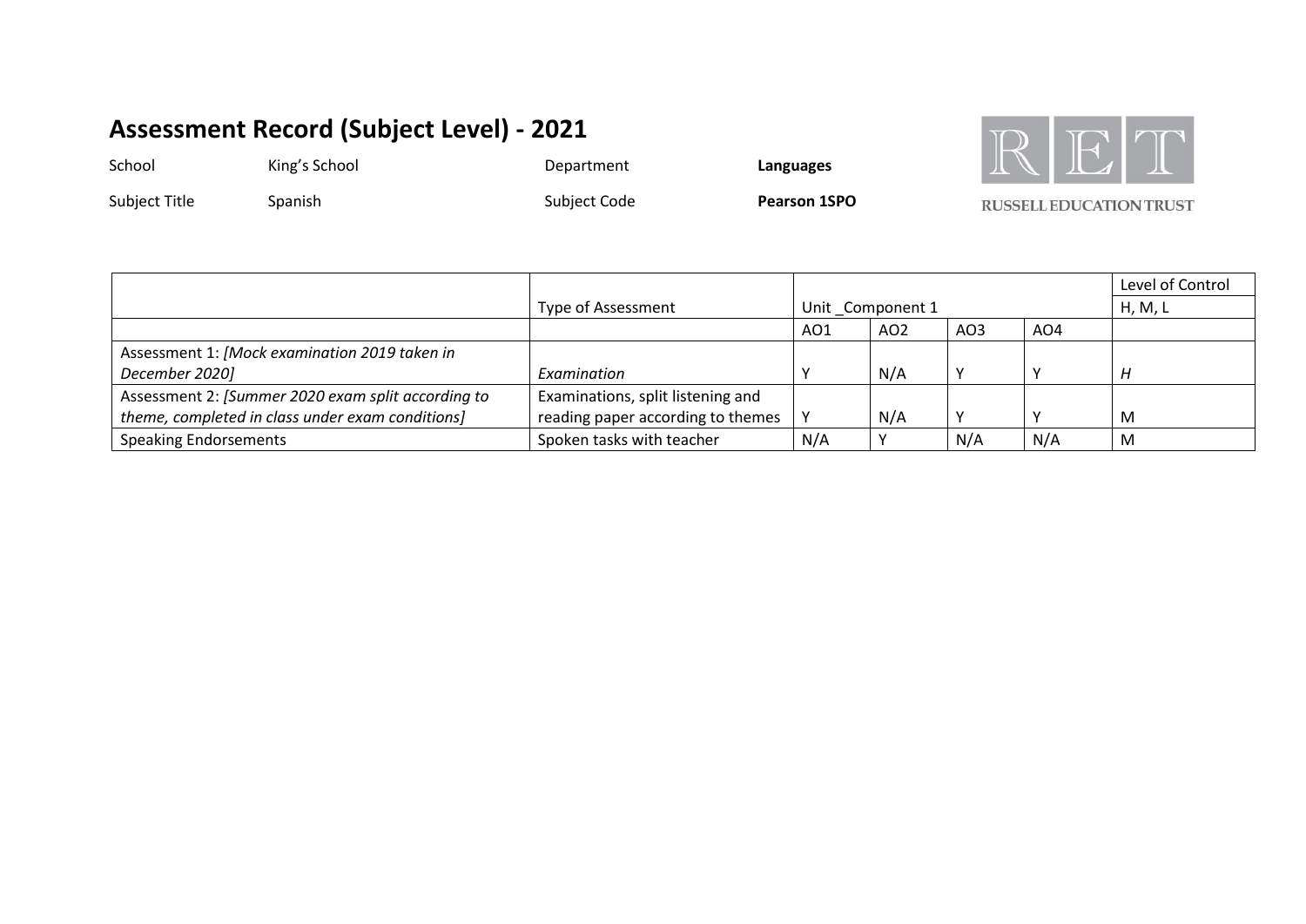# Assessment Record (Subject Level) - 2021

| | | | |
|---|---|---|---|
| School | King's School | Department | **Languages** |
| Subject Title | Spanish | Subject Code | **Pearson 1SPO** |

RUSSELL EDUCATION TRUST

| | Type of Assessment | Unit _Component 1 | | | | Level of Control H, M, L |
|---|---|---|---|---|---|---|
| | | AO1 | AO2 | AO3 | AO4 | |
| Assessment 1: *[Mock examination 2019 taken in December 2020]* | *Examination* | Y | N/A | Y | Y | *H* |
| Assessment 2: *[Summer 2020 exam split according to theme, completed in class under exam conditions]* | Examinations, split listening and reading paper according to themes | Y | N/A | Y | Y | M |
| Speaking Endorsements | Spoken tasks with teacher | N/A | Y | N/A | N/A | M |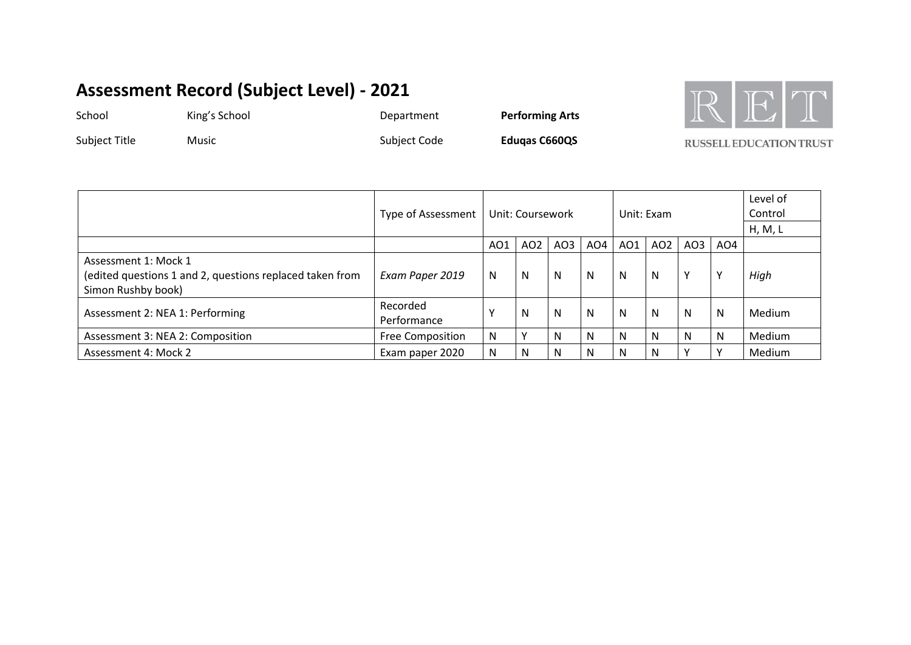# Assessment Record (Subject Level) - 2021

School King's School Department **Performing Arts**

Subject Title Music Subject Code **Eduqas C660QS**

RUSSELL EDUCATION TRUST

| | Type of Assessment | Unit: Coursework | | | | Unit: Exam | | | | Level of Control |
|---|---|---|---|---|---|---|---|---|---|---|
| | | | | | | | | | | H, M, L |
| | | AO1 | AO2 | AO3 | AO4 | AO1 | AO2 | AO3 | AO4 | |
| Assessment 1: Mock 1 (edited questions 1 and 2, questions replaced taken from Simon Rushby book) | *Exam Paper 2019* | N | N | N | N | N | N | Y | Y | *High* |
| Assessment 2: NEA 1: Performing | Recorded Performance | Y | N | N | N | N | N | N | N | Medium |
| Assessment 3: NEA 2: Composition | Free Composition | N | Y | N | N | N | N | N | N | Medium |
| Assessment 4: Mock 2 | Exam paper 2020 | N | N | N | N | N | N | Y | Y | Medium |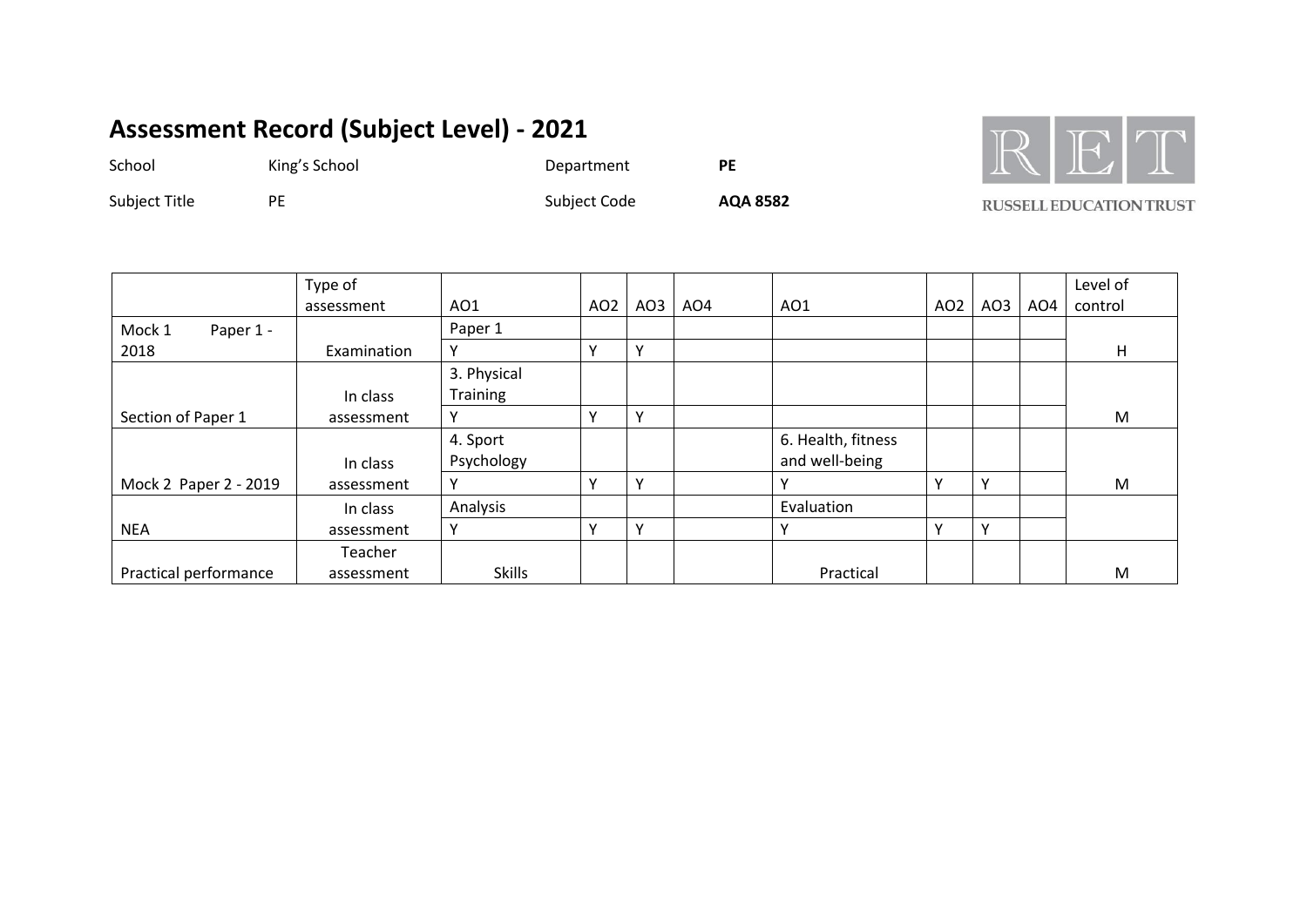## Assessment Record (Subject Level) - 2021

School King's School

Department **PE**

Subject Title PE

Subject Code **AQA 8582**

RUSSELL EDUCATION TRUST

| | Type of assessment | AO1 | AO2 | AO3 | AO4 | AO1 | AO2 | AO3 | AO4 | Level of control |
|---|---|---|---|---|---|---|---|---|---|---|
| Mock 1 Paper 1 - 2018 | Examination | Paper 1 | | | | | | | | H |
| | | Y | Y | Y | | | | | | |
| Section of Paper 1 | In class assessment | 3. Physical Training | | | | | | | | M |
| | | Y | Y | Y | | | | | | |
| Mock 2 Paper 2 - 2019 | In class assessment | 4. Sport Psychology | | | | 6. Health, fitness and well-being | | | | M |
| | | Y | Y | Y | | Y | Y | Y | | |
| NEA | In class assessment | Analysis | | | | Evaluation | | | | |
| | | Y | Y | Y | | Y | Y | Y | | |
| Practical performance | Teacher assessment | Skills | | | | Practical | | | | M |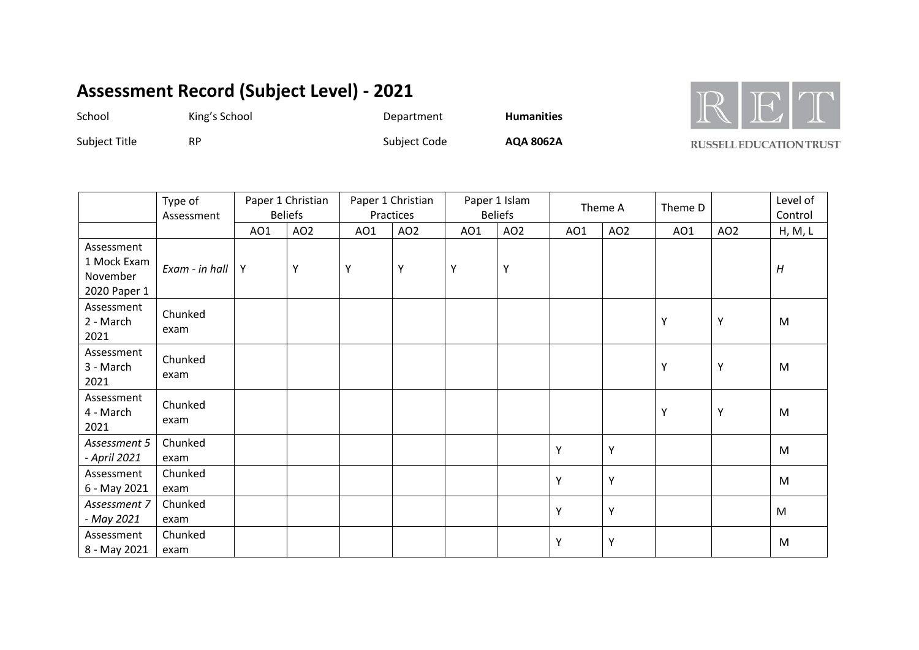# Assessment Record (Subject Level) - 2021

School King's School Department **Humanities**

Subject Title RP Subject Code **AQA 8062A**

RUSSELL EDUCATION TRUST

| | Type of Assessment | Paper 1 Christian Beliefs | | Paper 1 Christian Practices | | Paper 1 Islam Beliefs | | Theme A | | Theme D | | Level of Control |
|---|---|---|---|---|---|---|---|---|---|---|---|---|
| | | AO1 | AO2 | AO1 | AO2 | AO1 | AO2 | AO1 | AO2 | AO1 | AO2 | H, M, L |
| Assessment 1 Mock Exam November 2020 Paper 1 | *Exam - in hall* | Y | Y | Y | Y | Y | Y | | | | | *H* |
| Assessment 2 - March 2021 | Chunked exam | | | | | | | | | Y | Y | M |
| Assessment 3 - March 2021 | Chunked exam | | | | | | | | | Y | Y | M |
| Assessment 4 - March 2021 | Chunked exam | | | | | | | | | Y | Y | M |
| *Assessment 5 - April 2021* | Chunked exam | | | | | | | Y | Y | | | M |
| Assessment 6 - May 2021 | Chunked exam | | | | | | | Y | Y | | | M |
| *Assessment 7 - May 2021* | Chunked exam | | | | | | | Y | Y | | | M |
| Assessment 8 - May 2021 | Chunked exam | | | | | | | Y | Y | | | M |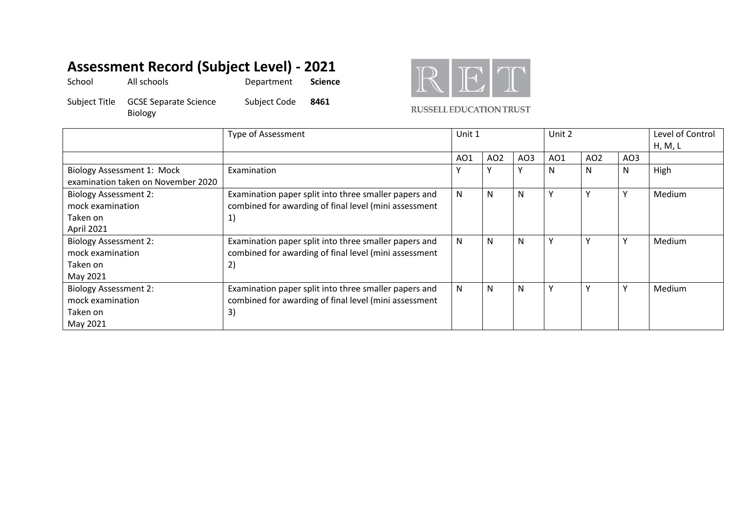# Assessment Record (Subject Level) - 2021

School All schools Department **Science**

Subject Title GCSE Separate Science Biology Subject Code **8461**

RUSSELL EDUCATION TRUST

| | Type of Assessment | Unit 1 | | | Unit 2 | | | Level of Control H, M, L |
|---|---|---|---|---|---|---|---|---|
| | | AO1 | AO2 | AO3 | AO1 | AO2 | AO3 | |
| Biology Assessment 1: Mock examination taken on November 2020 | Examination | Y | Y | Y | N | N | N | High |
| Biology Assessment 2: mock examination Taken on April 2021 | Examination paper split into three smaller papers and combined for awarding of final level (mini assessment 1) | N | N | N | Y | Y | Y | Medium |
| Biology Assessment 2: mock examination Taken on May 2021 | Examination paper split into three smaller papers and combined for awarding of final level (mini assessment 2) | N | N | N | Y | Y | Y | Medium |
| Biology Assessment 2: mock examination Taken on May 2021 | Examination paper split into three smaller papers and combined for awarding of final level (mini assessment 3) | N | N | N | Y | Y | Y | Medium |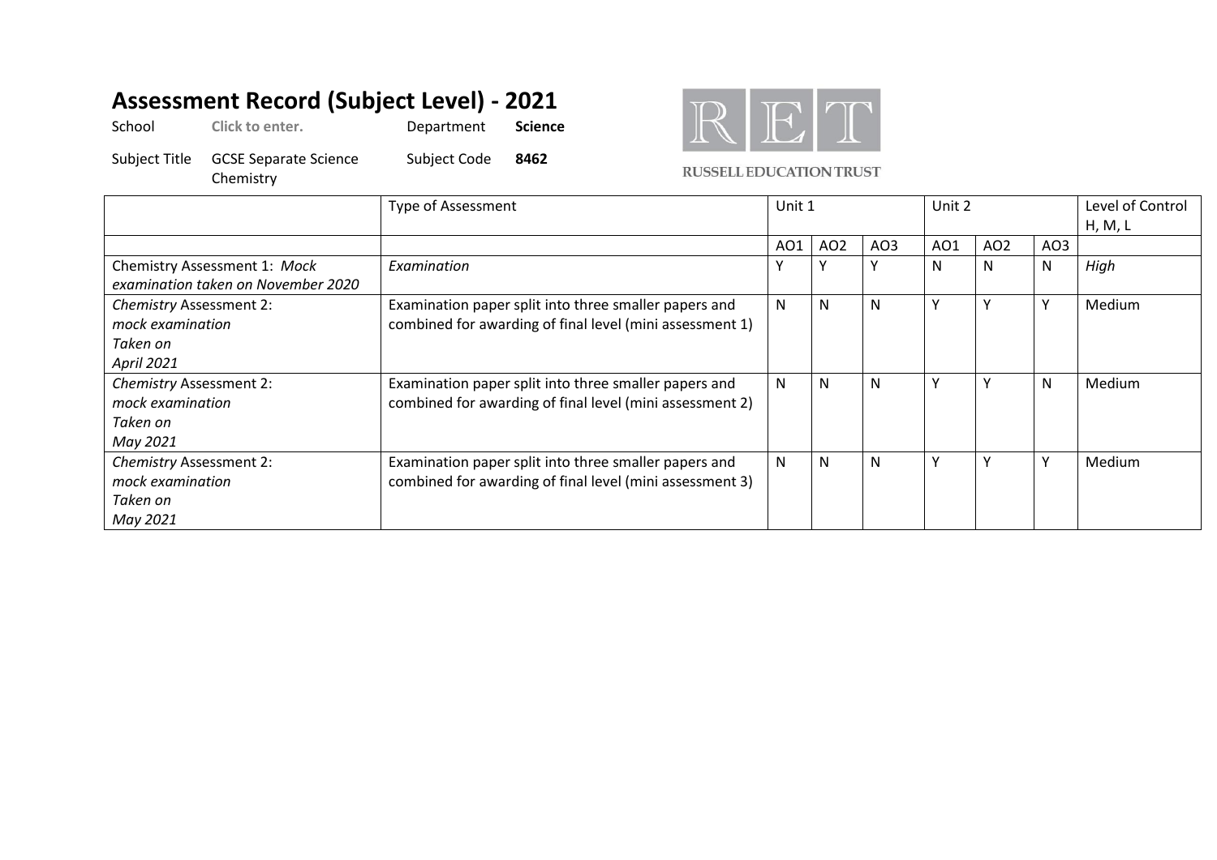# Assessment Record (Subject Level) - 2021

School **Click to enter.** Department **Science**

Subject Title GCSE Separate Science Chemistry Subject Code **8462**

RUSSELL EDUCATION TRUST

| | Type of Assessment | Unit 1 | | | Unit 2 | | | Level of Control H, M, L |
|---|---|---|---|---|---|---|---|---|
| | | AO1 | AO2 | AO3 | AO1 | AO2 | AO3 | |
| Chemistry Assessment 1: *Mock examination taken on November 2020* | *Examination* | Y | Y | Y | N | N | N | *High* |
| *Chemistry* Assessment 2: *mock examination Taken on April 2021* | Examination paper split into three smaller papers and combined for awarding of final level (mini assessment 1) | N | N | N | Y | Y | Y | Medium |
| *Chemistry* Assessment 2: *mock examination Taken on May 2021* | Examination paper split into three smaller papers and combined for awarding of final level (mini assessment 2) | N | N | N | Y | Y | N | Medium |
| *Chemistry* Assessment 2: *mock examination Taken on May 2021* | Examination paper split into three smaller papers and combined for awarding of final level (mini assessment 3) | N | N | N | Y | Y | Y | Medium |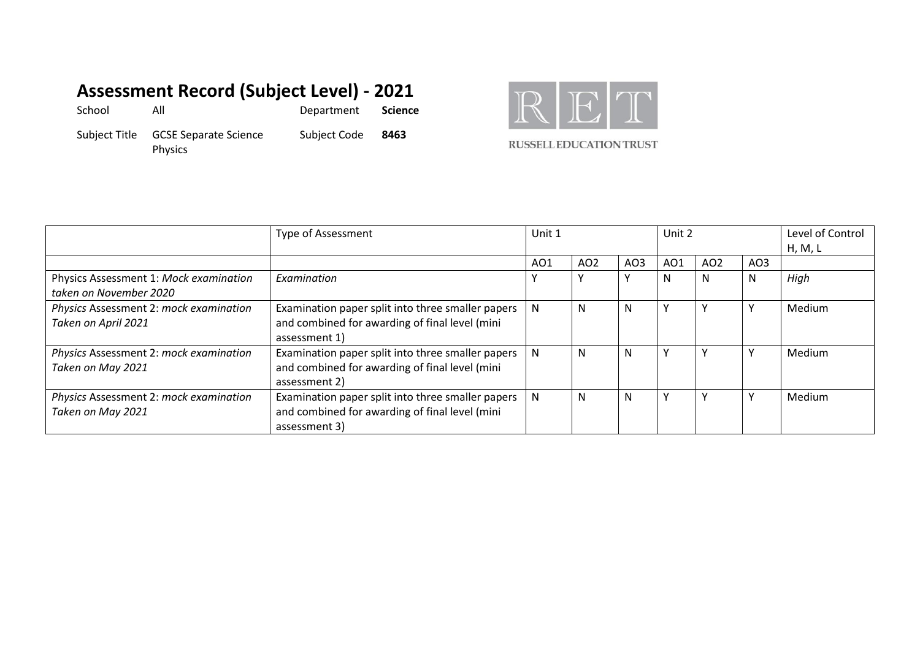# Assessment Record (Subject Level) - 2021

School All  
Department **Science**

Subject Title GCSE Separate Science Physics  
Subject Code **8463**

RUSSELL EDUCATION TRUST

| | Type of Assessment | Unit 1 | | | Unit 2 | | | Level of Control H, M, L |
|---|---|---|---|---|---|---|---|---|
| | | AO1 | AO2 | AO3 | AO1 | AO2 | AO3 | |
| Physics Assessment 1: *Mock examination taken on November 2020* | *Examination* | Y | Y | Y | N | N | N | *High* |
| *Physics* Assessment 2: *mock examination Taken on April 2021* | Examination paper split into three smaller papers and combined for awarding of final level (mini assessment 1) | N | N | N | Y | Y | Y | Medium |
| *Physics* Assessment 2: *mock examination Taken on May 2021* | Examination paper split into three smaller papers and combined for awarding of final level (mini assessment 2) | N | N | N | Y | Y | Y | Medium |
| *Physics* Assessment 2: *mock examination Taken on May 2021* | Examination paper split into three smaller papers and combined for awarding of final level (mini assessment 3) | N | N | N | Y | Y | Y | Medium |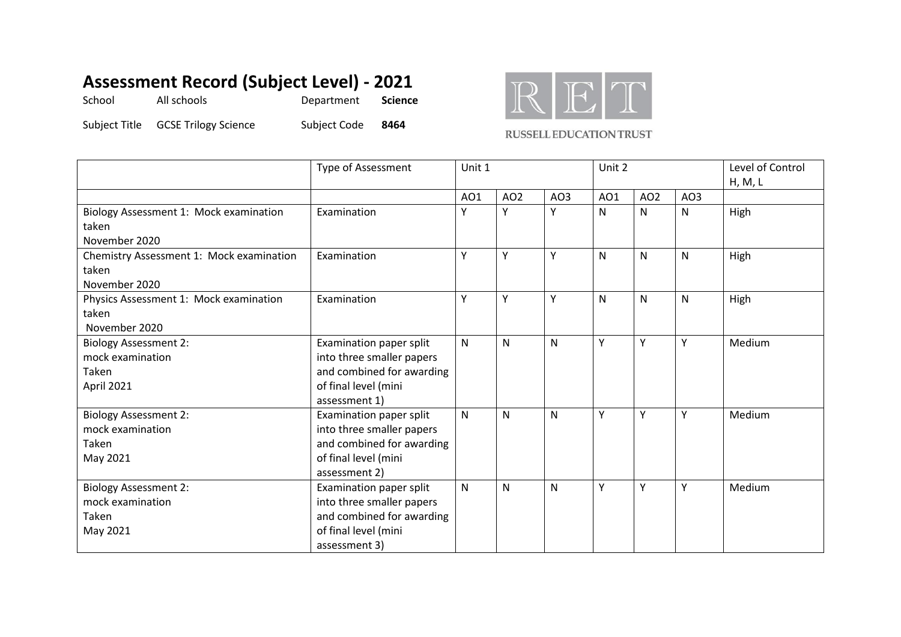# Assessment Record (Subject Level) - 2021

School All schools Department **Science**

Subject Title GCSE Trilogy Science Subject Code **8464**

RUSSELL EDUCATION TRUST

| | Type of Assessment | Unit 1 | | | Unit 2 | | | Level of Control H, M, L |
|---|---|---|---|---|---|---|---|---|
| | | AO1 | AO2 | AO3 | AO1 | AO2 | AO3 | |
| Biology Assessment 1: Mock examination taken November 2020 | Examination | Y | Y | Y | N | N | N | High |
| Chemistry Assessment 1: Mock examination taken November 2020 | Examination | Y | Y | Y | N | N | N | High |
| Physics Assessment 1: Mock examination taken November 2020 | Examination | Y | Y | Y | N | N | N | High |
| Biology Assessment 2: mock examination Taken April 2021 | Examination paper split into three smaller papers and combined for awarding of final level (mini assessment 1) | N | N | N | Y | Y | Y | Medium |
| Biology Assessment 2: mock examination Taken May 2021 | Examination paper split into three smaller papers and combined for awarding of final level (mini assessment 2) | N | N | N | Y | Y | Y | Medium |
| Biology Assessment 2: mock examination Taken May 2021 | Examination paper split into three smaller papers and combined for awarding of final level (mini assessment 3) | N | N | N | Y | Y | Y | Medium |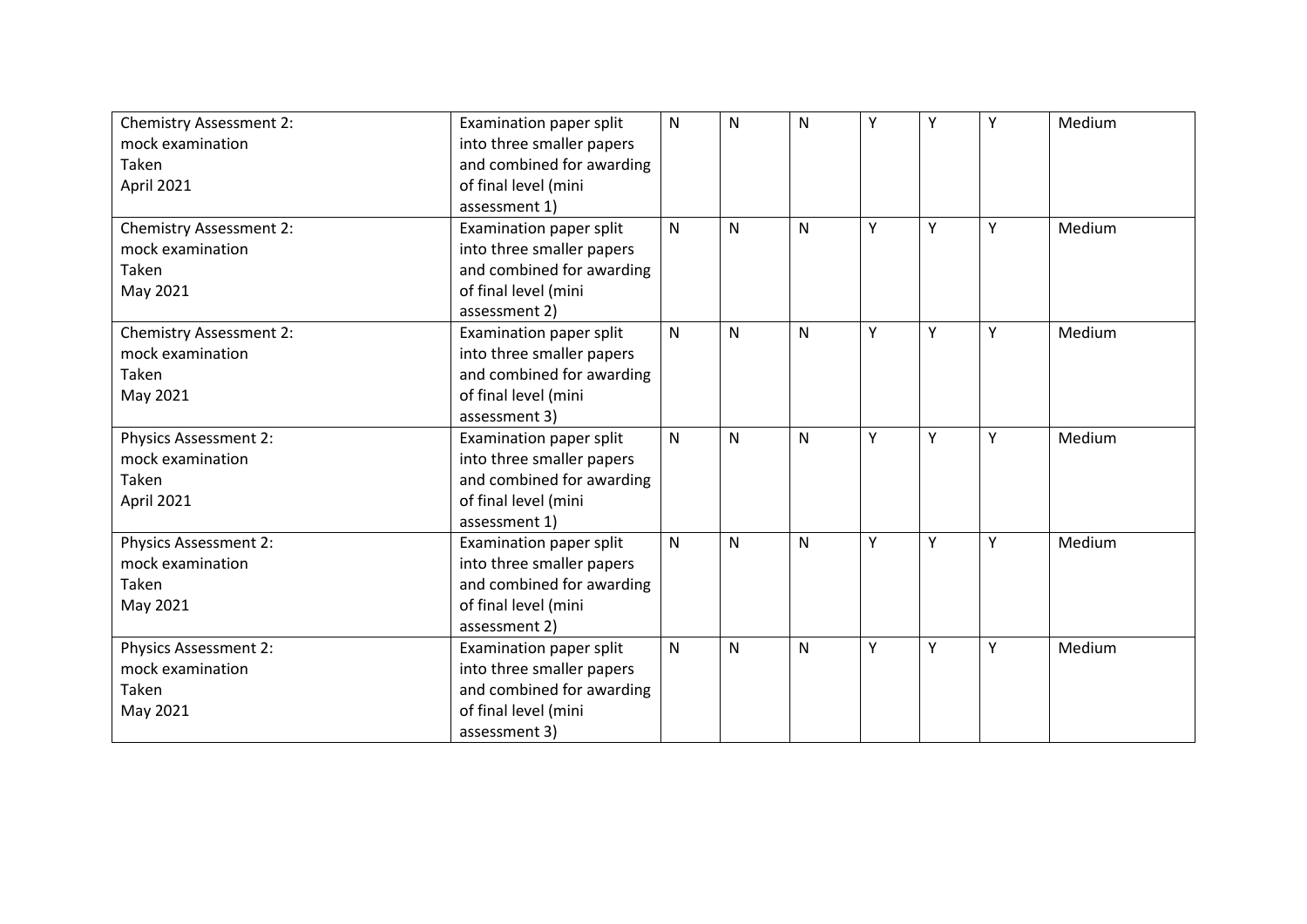| | | | | | | | | |
|---|---|---|---|---|---|---|---|---|
| Chemistry Assessment 2: mock examination Taken April 2021 | Examination paper split into three smaller papers and combined for awarding of final level (mini assessment 1) | N | N | N | Y | Y | Y | Medium |
| Chemistry Assessment 2: mock examination Taken May 2021 | Examination paper split into three smaller papers and combined for awarding of final level (mini assessment 2) | N | N | N | Y | Y | Y | Medium |
| Chemistry Assessment 2: mock examination Taken May 2021 | Examination paper split into three smaller papers and combined for awarding of final level (mini assessment 3) | N | N | N | Y | Y | Y | Medium |
| Physics Assessment 2: mock examination Taken April 2021 | Examination paper split into three smaller papers and combined for awarding of final level (mini assessment 1) | N | N | N | Y | Y | Y | Medium |
| Physics Assessment 2: mock examination Taken May 2021 | Examination paper split into three smaller papers and combined for awarding of final level (mini assessment 2) | N | N | N | Y | Y | Y | Medium |
| Physics Assessment 2: mock examination Taken May 2021 | Examination paper split into three smaller papers and combined for awarding of final level (mini assessment 3) | N | N | N | Y | Y | Y | Medium |